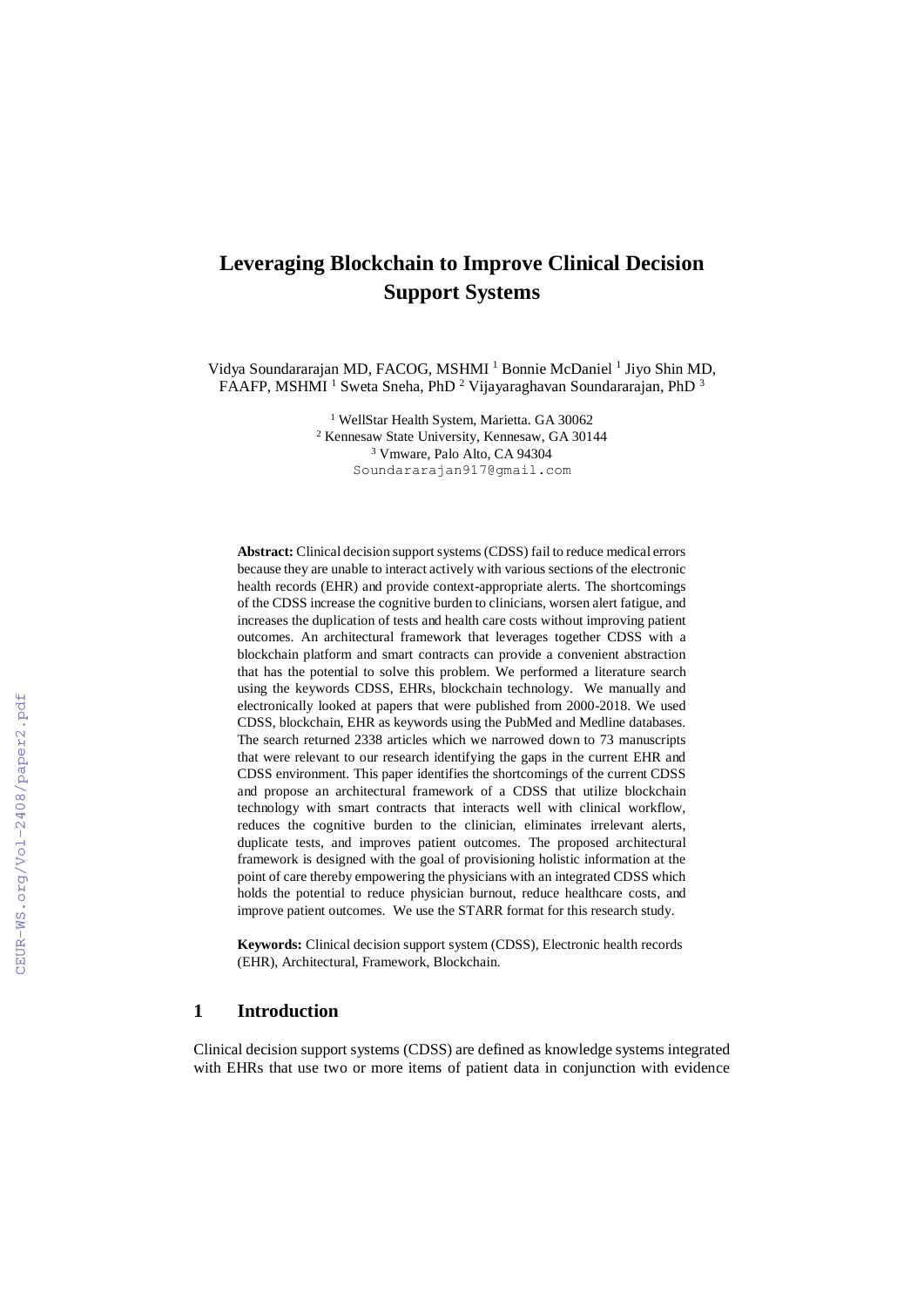# Leveraging Blockchain to Improve Clinical Decision Support Systems

Vidya Soundararajan MD, FACOG, MSHMI [1] Bonnie McDaniel [1] Jiyo Shin MD, FAAFP, MSHMI [1] Sweta Sneha, PhD [2] Vijayaraghavan Soundararajan, PhD [3]

[1] WellStar Health System, Marietta. GA 30062
[2] Kennesaw State University, Kennesaw, GA 30144
[3] Vmware, Palo Alto, CA 94304
Soundararajan917@gmail.com

**Abstract:** Clinical decision support systems (CDSS) fail to reduce medical errors because they are unable to interact actively with various sections of the electronic health records (EHR) and provide context-appropriate alerts. The shortcomings of the CDSS increase the cognitive burden to clinicians, worsen alert fatigue, and increases the duplication of tests and health care costs without improving patient outcomes. An architectural framework that leverages together CDSS with a blockchain platform and smart contracts can provide a convenient abstraction that has the potential to solve this problem. We performed a literature search using the keywords CDSS, EHRs, blockchain technology. We manually and electronically looked at papers that were published from 2000-2018. We used CDSS, blockchain, EHR as keywords using the PubMed and Medline databases. The search returned 2338 articles which we narrowed down to 73 manuscripts that were relevant to our research identifying the gaps in the current EHR and CDSS environment. This paper identifies the shortcomings of the current CDSS and propose an architectural framework of a CDSS that utilize blockchain technology with smart contracts that interacts well with clinical workflow, reduces the cognitive burden to the clinician, eliminates irrelevant alerts, duplicate tests, and improves patient outcomes. The proposed architectural framework is designed with the goal of provisioning holistic information at the point of care thereby empowering the physicians with an integrated CDSS which holds the potential to reduce physician burnout, reduce healthcare costs, and improve patient outcomes. We use the STARR format for this research study.

**Keywords:** Clinical decision support system (CDSS), Electronic health records (EHR), Architectural, Framework, Blockchain.

## 1 Introduction

Clinical decision support systems (CDSS) are defined as knowledge systems integrated with EHRs that use two or more items of patient data in conjunction with evidence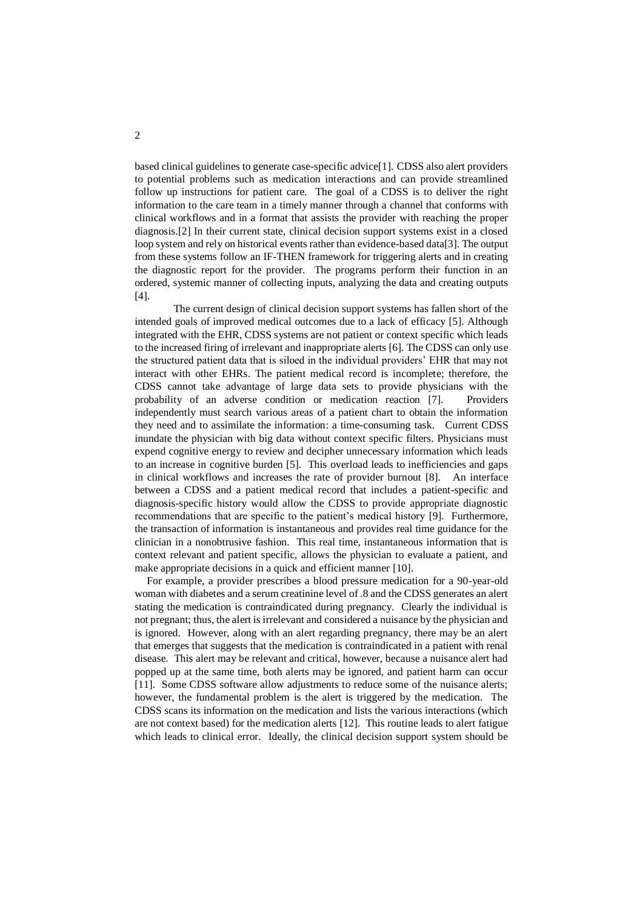based clinical guidelines to generate case-specific advice[1]. CDSS also alert providers to potential problems such as medication interactions and can provide streamlined follow up instructions for patient care. The goal of a CDSS is to deliver the right information to the care team in a timely manner through a channel that conforms with clinical workflows and in a format that assists the provider with reaching the proper diagnosis.[2] In their current state, clinical decision support systems exist in a closed loop system and rely on historical events rather than evidence-based data[3]. The output from these systems follow an IF-THEN framework for triggering alerts and in creating the diagnostic report for the provider. The programs perform their function in an ordered, systemic manner of collecting inputs, analyzing the data and creating outputs [4].

The current design of clinical decision support systems has fallen short of the intended goals of improved medical outcomes due to a lack of efficacy [5]. Although integrated with the EHR, CDSS systems are not patient or context specific which leads to the increased firing of irrelevant and inappropriate alerts [6]. The CDSS can only use the structured patient data that is siloed in the individual providers' EHR that may not interact with other EHRs. The patient medical record is incomplete; therefore, the CDSS cannot take advantage of large data sets to provide physicians with the probability of an adverse condition or medication reaction [7]. Providers independently must search various areas of a patient chart to obtain the information they need and to assimilate the information: a time-consuming task. Current CDSS inundate the physician with big data without context specific filters. Physicians must expend cognitive energy to review and decipher unnecessary information which leads to an increase in cognitive burden [5]. This overload leads to inefficiencies and gaps in clinical workflows and increases the rate of provider burnout [8]. An interface between a CDSS and a patient medical record that includes a patient-specific and diagnosis-specific history would allow the CDSS to provide appropriate diagnostic recommendations that are specific to the patient's medical history [9]. Furthermore, the transaction of information is instantaneous and provides real time guidance for the clinician in a nonobtrusive fashion. This real time, instantaneous information that is context relevant and patient specific, allows the physician to evaluate a patient, and make appropriate decisions in a quick and efficient manner [10].

For example, a provider prescribes a blood pressure medication for a 90-year-old woman with diabetes and a serum creatinine level of .8 and the CDSS generates an alert stating the medication is contraindicated during pregnancy. Clearly the individual is not pregnant; thus, the alert is irrelevant and considered a nuisance by the physician and is ignored. However, along with an alert regarding pregnancy, there may be an alert that emerges that suggests that the medication is contraindicated in a patient with renal disease. This alert may be relevant and critical, however, because a nuisance alert had popped up at the same time, both alerts may be ignored, and patient harm can occur [11]. Some CDSS software allow adjustments to reduce some of the nuisance alerts; however, the fundamental problem is the alert is triggered by the medication. The CDSS scans its information on the medication and lists the various interactions (which are not context based) for the medication alerts [12]. This routine leads to alert fatigue which leads to clinical error. Ideally, the clinical decision support system should be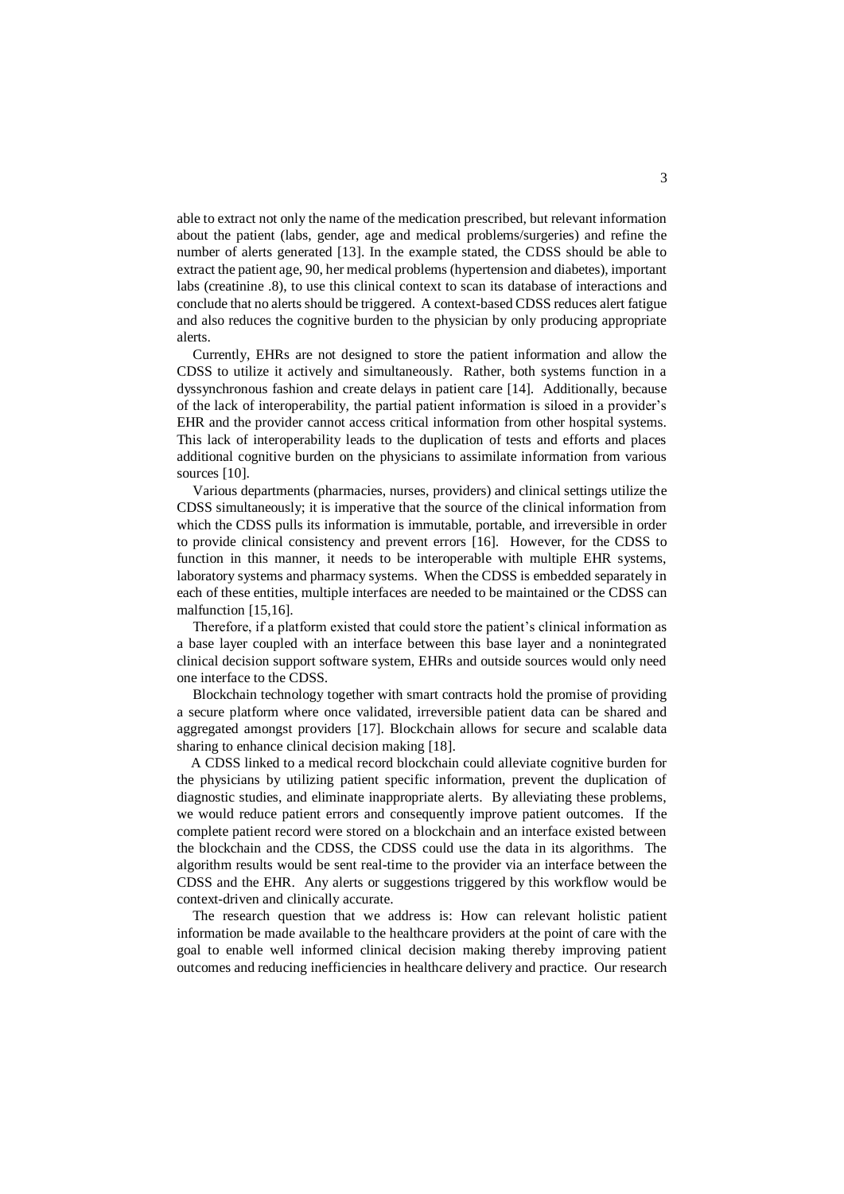able to extract not only the name of the medication prescribed, but relevant information about the patient (labs, gender, age and medical problems/surgeries) and refine the number of alerts generated [13]. In the example stated, the CDSS should be able to extract the patient age, 90, her medical problems (hypertension and diabetes), important labs (creatinine .8), to use this clinical context to scan its database of interactions and conclude that no alerts should be triggered. A context-based CDSS reduces alert fatigue and also reduces the cognitive burden to the physician by only producing appropriate alerts.

Currently, EHRs are not designed to store the patient information and allow the CDSS to utilize it actively and simultaneously. Rather, both systems function in a dyssynchronous fashion and create delays in patient care [14]. Additionally, because of the lack of interoperability, the partial patient information is siloed in a provider's EHR and the provider cannot access critical information from other hospital systems. This lack of interoperability leads to the duplication of tests and efforts and places additional cognitive burden on the physicians to assimilate information from various sources [10].

Various departments (pharmacies, nurses, providers) and clinical settings utilize the CDSS simultaneously; it is imperative that the source of the clinical information from which the CDSS pulls its information is immutable, portable, and irreversible in order to provide clinical consistency and prevent errors [16]. However, for the CDSS to function in this manner, it needs to be interoperable with multiple EHR systems, laboratory systems and pharmacy systems. When the CDSS is embedded separately in each of these entities, multiple interfaces are needed to be maintained or the CDSS can malfunction [15,16].

Therefore, if a platform existed that could store the patient's clinical information as a base layer coupled with an interface between this base layer and a nonintegrated clinical decision support software system, EHRs and outside sources would only need one interface to the CDSS.

Blockchain technology together with smart contracts hold the promise of providing a secure platform where once validated, irreversible patient data can be shared and aggregated amongst providers [17]. Blockchain allows for secure and scalable data sharing to enhance clinical decision making [18].

A CDSS linked to a medical record blockchain could alleviate cognitive burden for the physicians by utilizing patient specific information, prevent the duplication of diagnostic studies, and eliminate inappropriate alerts. By alleviating these problems, we would reduce patient errors and consequently improve patient outcomes. If the complete patient record were stored on a blockchain and an interface existed between the blockchain and the CDSS, the CDSS could use the data in its algorithms. The algorithm results would be sent real-time to the provider via an interface between the CDSS and the EHR. Any alerts or suggestions triggered by this workflow would be context-driven and clinically accurate.

The research question that we address is: How can relevant holistic patient information be made available to the healthcare providers at the point of care with the goal to enable well informed clinical decision making thereby improving patient outcomes and reducing inefficiencies in healthcare delivery and practice. Our research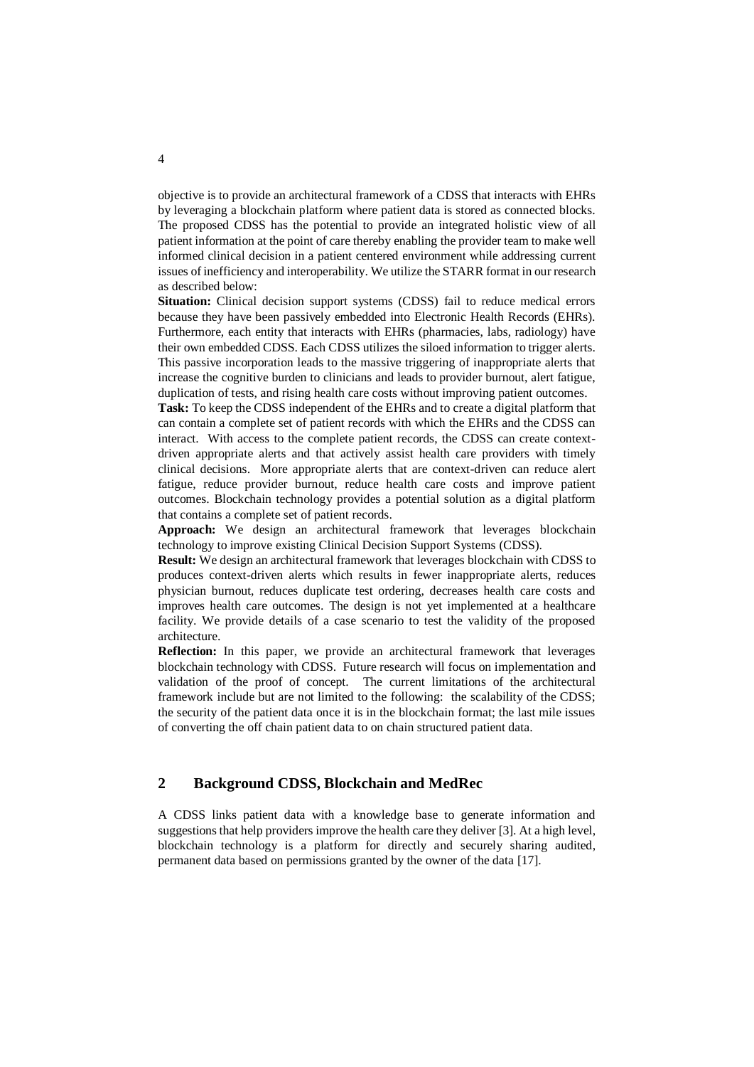objective is to provide an architectural framework of a CDSS that interacts with EHRs by leveraging a blockchain platform where patient data is stored as connected blocks. The proposed CDSS has the potential to provide an integrated holistic view of all patient information at the point of care thereby enabling the provider team to make well informed clinical decision in a patient centered environment while addressing current issues of inefficiency and interoperability. We utilize the STARR format in our research as described below:

**Situation:** Clinical decision support systems (CDSS) fail to reduce medical errors because they have been passively embedded into Electronic Health Records (EHRs). Furthermore, each entity that interacts with EHRs (pharmacies, labs, radiology) have their own embedded CDSS. Each CDSS utilizes the siloed information to trigger alerts. This passive incorporation leads to the massive triggering of inappropriate alerts that increase the cognitive burden to clinicians and leads to provider burnout, alert fatigue, duplication of tests, and rising health care costs without improving patient outcomes.

**Task:** To keep the CDSS independent of the EHRs and to create a digital platform that can contain a complete set of patient records with which the EHRs and the CDSS can interact. With access to the complete patient records, the CDSS can create context-driven appropriate alerts and that actively assist health care providers with timely clinical decisions. More appropriate alerts that are context-driven can reduce alert fatigue, reduce provider burnout, reduce health care costs and improve patient outcomes. Blockchain technology provides a potential solution as a digital platform that contains a complete set of patient records.

**Approach:** We design an architectural framework that leverages blockchain technology to improve existing Clinical Decision Support Systems (CDSS).

**Result:** We design an architectural framework that leverages blockchain with CDSS to produces context-driven alerts which results in fewer inappropriate alerts, reduces physician burnout, reduces duplicate test ordering, decreases health care costs and improves health care outcomes. The design is not yet implemented at a healthcare facility. We provide details of a case scenario to test the validity of the proposed architecture.

**Reflection:** In this paper, we provide an architectural framework that leverages blockchain technology with CDSS. Future research will focus on implementation and validation of the proof of concept. The current limitations of the architectural framework include but are not limited to the following: the scalability of the CDSS; the security of the patient data once it is in the blockchain format; the last mile issues of converting the off chain patient data to on chain structured patient data.

## 2 Background CDSS, Blockchain and MedRec

A CDSS links patient data with a knowledge base to generate information and suggestions that help providers improve the health care they deliver [3]. At a high level, blockchain technology is a platform for directly and securely sharing audited, permanent data based on permissions granted by the owner of the data [17].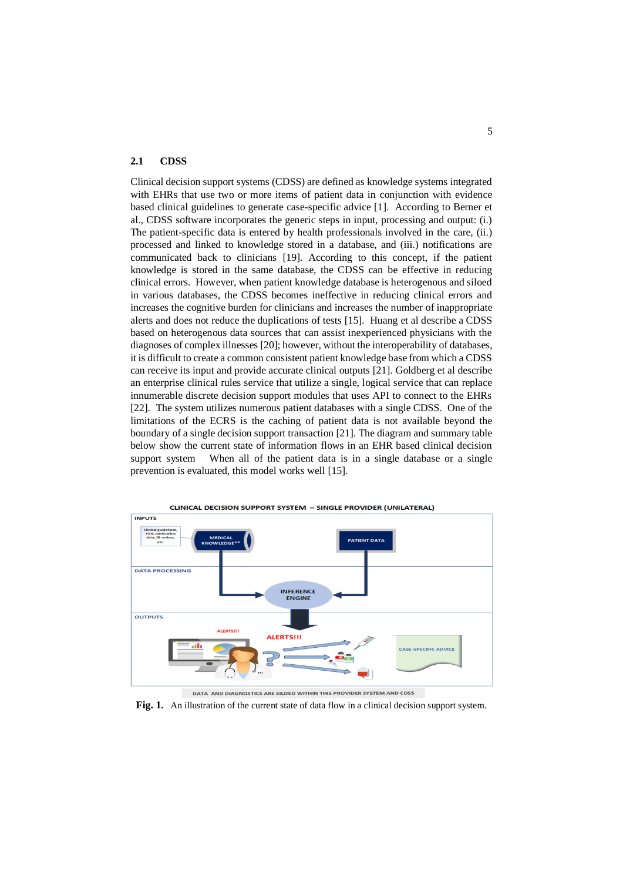## 2.1 CDSS

Clinical decision support systems (CDSS) are defined as knowledge systems integrated with EHRs that use two or more items of patient data in conjunction with evidence based clinical guidelines to generate case-specific advice [1]. According to Berner et al., CDSS software incorporates the generic steps in input, processing and output: (i.) The patient-specific data is entered by health professionals involved in the care, (ii.) processed and linked to knowledge stored in a database, and (iii.) notifications are communicated back to clinicians [19]. According to this concept, if the patient knowledge is stored in the same database, the CDSS can be effective in reducing clinical errors. However, when patient knowledge database is heterogenous and siloed in various databases, the CDSS becomes ineffective in reducing clinical errors and increases the cognitive burden for clinicians and increases the number of inappropriate alerts and does not reduce the duplications of tests [15]. Huang et al describe a CDSS based on heterogenous data sources that can assist inexperienced physicians with the diagnoses of complex illnesses [20]; however, without the interoperability of databases, it is difficult to create a common consistent patient knowledge base from which a CDSS can receive its input and provide accurate clinical outputs [21]. Goldberg et al describe an enterprise clinical rules service that utilize a single, logical service that can replace innumerable discrete decision support modules that uses API to connect to the EHRs [22]. The system utilizes numerous patient databases with a single CDSS. One of the limitations of the ECRS is the caching of patient data is not available beyond the boundary of a single decision support transaction [21]. The diagram and summary table below show the current state of information flows in an EHR based clinical decision support system When all of the patient data is in a single database or a single prevention is evaluated, this model works well [15].

CLINICAL DECISION SUPPORT SYSTEM – SINGLE PROVIDER (UNILATERAL)

INPUTS: Clinical guidelines, FDA, medication data, lit review, etc. → MEDICAL KNOWLEDGE**; PATIENT DATA

DATA PROCESSING: INFERENCE ENGINE

OUTPUTS: ALERTS!!! ALERTS!!! CASE-SPECIFIC ADVICE

DATA AND DIAGNOSTICS ARE SILOED WITHIN THIS PROVIDER SYSTEM AND CDSS

**Fig. 1.** An illustration of the current state of data flow in a clinical decision support system.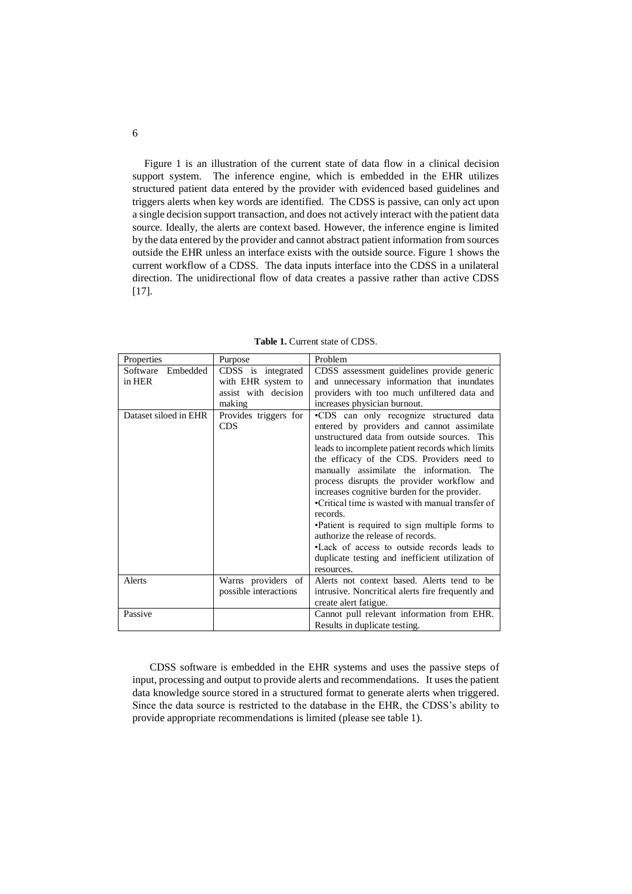Figure 1 is an illustration of the current state of data flow in a clinical decision support system. The inference engine, which is embedded in the EHR utilizes structured patient data entered by the provider with evidenced based guidelines and triggers alerts when key words are identified. The CDSS is passive, can only act upon a single decision support transaction, and does not actively interact with the patient data source. Ideally, the alerts are context based. However, the inference engine is limited by the data entered by the provider and cannot abstract patient information from sources outside the EHR unless an interface exists with the outside source. Figure 1 shows the current workflow of a CDSS. The data inputs interface into the CDSS in a unilateral direction. The unidirectional flow of data creates a passive rather than active CDSS [17].

**Table 1.** Current state of CDSS.

| Properties | Purpose | Problem |
| --- | --- | --- |
| Software Embedded in HER | CDSS is integrated with EHR system to assist with decision making | CDSS assessment guidelines provide generic and unnecessary information that inundates providers with too much unfiltered data and increases physician burnout. |
| Dataset siloed in EHR | Provides triggers for CDS | •CDS can only recognize structured data entered by providers and cannot assimilate unstructured data from outside sources. This leads to incomplete patient records which limits the efficacy of the CDS. Providers need to manually assimilate the information. The process disrupts the provider workflow and increases cognitive burden for the provider.<br>•Critical time is wasted with manual transfer of records.<br>•Patient is required to sign multiple forms to authorize the release of records.<br>•Lack of access to outside records leads to duplicate testing and inefficient utilization of resources. |
| Alerts | Warns providers of possible interactions | Alerts not context based. Alerts tend to be intrusive. Noncritical alerts fire frequently and create alert fatigue. |
| Passive | | Cannot pull relevant information from EHR. Results in duplicate testing. |

CDSS software is embedded in the EHR systems and uses the passive steps of input, processing and output to provide alerts and recommendations. It uses the patient data knowledge source stored in a structured format to generate alerts when triggered. Since the data source is restricted to the database in the EHR, the CDSS's ability to provide appropriate recommendations is limited (please see table 1).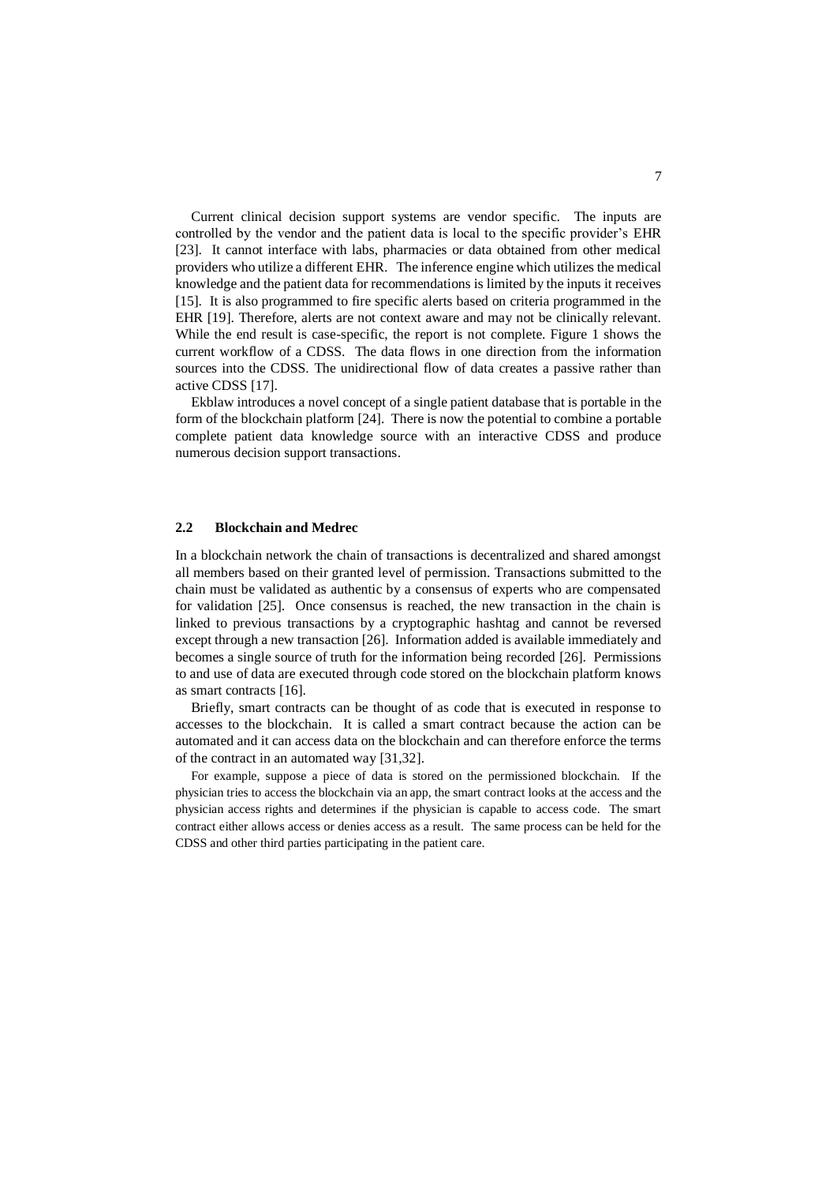Current clinical decision support systems are vendor specific. The inputs are controlled by the vendor and the patient data is local to the specific provider's EHR [23]. It cannot interface with labs, pharmacies or data obtained from other medical providers who utilize a different EHR. The inference engine which utilizes the medical knowledge and the patient data for recommendations is limited by the inputs it receives [15]. It is also programmed to fire specific alerts based on criteria programmed in the EHR [19]. Therefore, alerts are not context aware and may not be clinically relevant. While the end result is case-specific, the report is not complete. Figure 1 shows the current workflow of a CDSS. The data flows in one direction from the information sources into the CDSS. The unidirectional flow of data creates a passive rather than active CDSS [17].

Ekblaw introduces a novel concept of a single patient database that is portable in the form of the blockchain platform [24]. There is now the potential to combine a portable complete patient data knowledge source with an interactive CDSS and produce numerous decision support transactions.

### 2.2 Blockchain and Medrec

In a blockchain network the chain of transactions is decentralized and shared amongst all members based on their granted level of permission. Transactions submitted to the chain must be validated as authentic by a consensus of experts who are compensated for validation [25]. Once consensus is reached, the new transaction in the chain is linked to previous transactions by a cryptographic hashtag and cannot be reversed except through a new transaction [26]. Information added is available immediately and becomes a single source of truth for the information being recorded [26]. Permissions to and use of data are executed through code stored on the blockchain platform knows as smart contracts [16].

Briefly, smart contracts can be thought of as code that is executed in response to accesses to the blockchain. It is called a smart contract because the action can be automated and it can access data on the blockchain and can therefore enforce the terms of the contract in an automated way [31,32].

For example, suppose a piece of data is stored on the permissioned blockchain. If the physician tries to access the blockchain via an app, the smart contract looks at the access and the physician access rights and determines if the physician is capable to access code. The smart contract either allows access or denies access as a result. The same process can be held for the CDSS and other third parties participating in the patient care.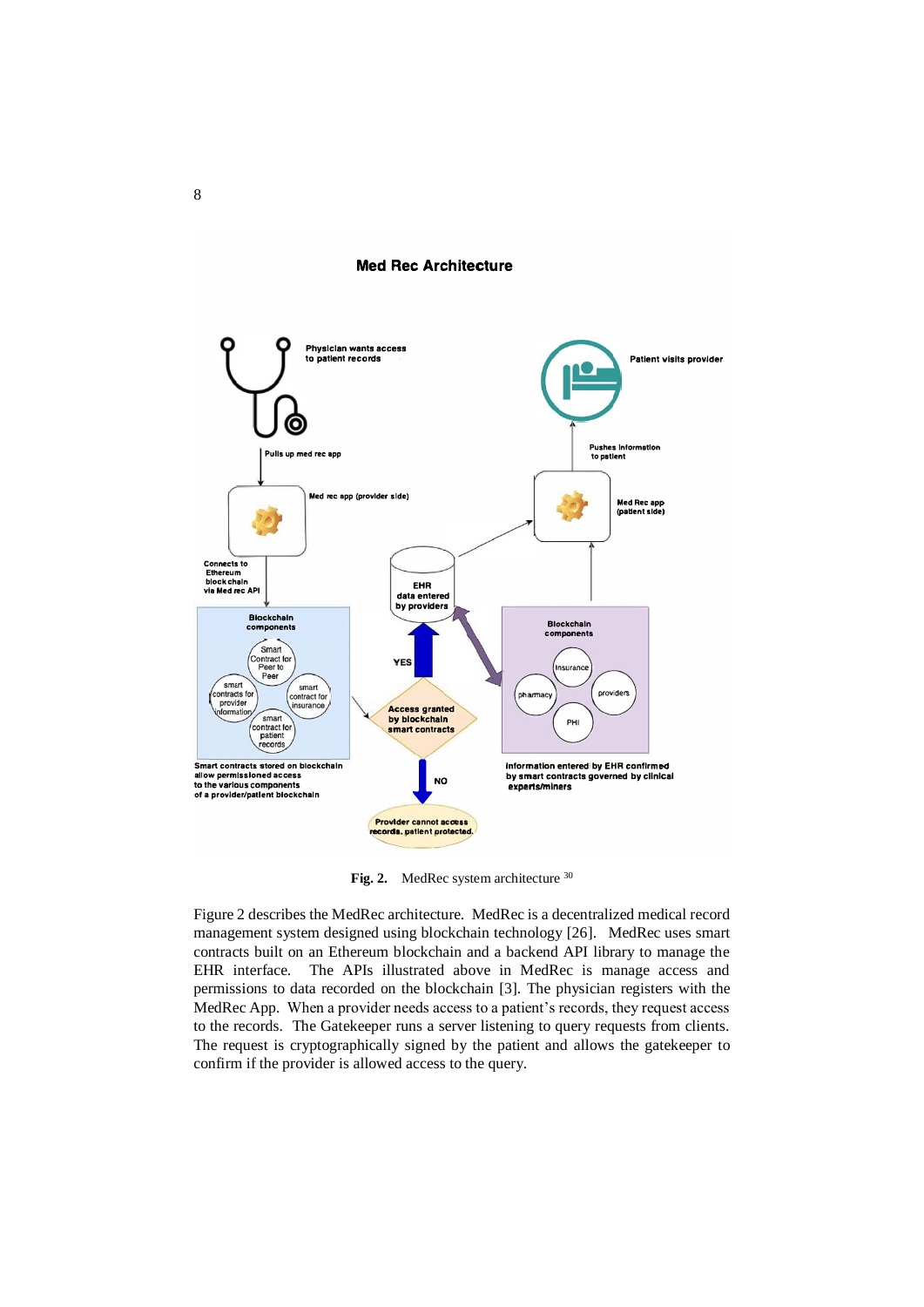**Fig. 2.** MedRec system architecture [30]

Figure 2 describes the MedRec architecture. MedRec is a decentralized medical record management system designed using blockchain technology [26]. MedRec uses smart contracts built on an Ethereum blockchain and a backend API library to manage the EHR interface. The APIs illustrated above in MedRec is manage access and permissions to data recorded on the blockchain [3]. The physician registers with the MedRec App. When a provider needs access to a patient's records, they request access to the records. The Gatekeeper runs a server listening to query requests from clients. The request is cryptographically signed by the patient and allows the gatekeeper to confirm if the provider is allowed access to the query.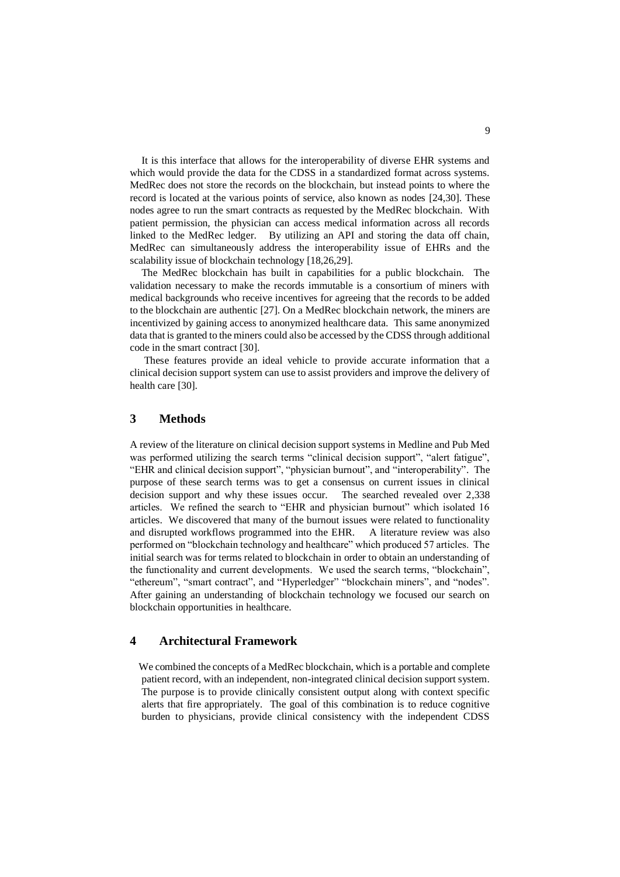It is this interface that allows for the interoperability of diverse EHR systems and which would provide the data for the CDSS in a standardized format across systems. MedRec does not store the records on the blockchain, but instead points to where the record is located at the various points of service, also known as nodes [24,30]. These nodes agree to run the smart contracts as requested by the MedRec blockchain. With patient permission, the physician can access medical information across all records linked to the MedRec ledger. By utilizing an API and storing the data off chain, MedRec can simultaneously address the interoperability issue of EHRs and the scalability issue of blockchain technology [18,26,29].

The MedRec blockchain has built in capabilities for a public blockchain. The validation necessary to make the records immutable is a consortium of miners with medical backgrounds who receive incentives for agreeing that the records to be added to the blockchain are authentic [27]. On a MedRec blockchain network, the miners are incentivized by gaining access to anonymized healthcare data. This same anonymized data that is granted to the miners could also be accessed by the CDSS through additional code in the smart contract [30].

These features provide an ideal vehicle to provide accurate information that a clinical decision support system can use to assist providers and improve the delivery of health care [30].

## 3 Methods

A review of the literature on clinical decision support systems in Medline and Pub Med was performed utilizing the search terms "clinical decision support", "alert fatigue", "EHR and clinical decision support", "physician burnout", and "interoperability". The purpose of these search terms was to get a consensus on current issues in clinical decision support and why these issues occur. The searched revealed over 2,338 articles. We refined the search to "EHR and physician burnout" which isolated 16 articles. We discovered that many of the burnout issues were related to functionality and disrupted workflows programmed into the EHR. A literature review was also performed on "blockchain technology and healthcare" which produced 57 articles. The initial search was for terms related to blockchain in order to obtain an understanding of the functionality and current developments. We used the search terms, "blockchain", "ethereum", "smart contract", and "Hyperledger" "blockchain miners", and "nodes". After gaining an understanding of blockchain technology we focused our search on blockchain opportunities in healthcare.

## 4 Architectural Framework

We combined the concepts of a MedRec blockchain, which is a portable and complete patient record, with an independent, non-integrated clinical decision support system. The purpose is to provide clinically consistent output along with context specific alerts that fire appropriately. The goal of this combination is to reduce cognitive burden to physicians, provide clinical consistency with the independent CDSS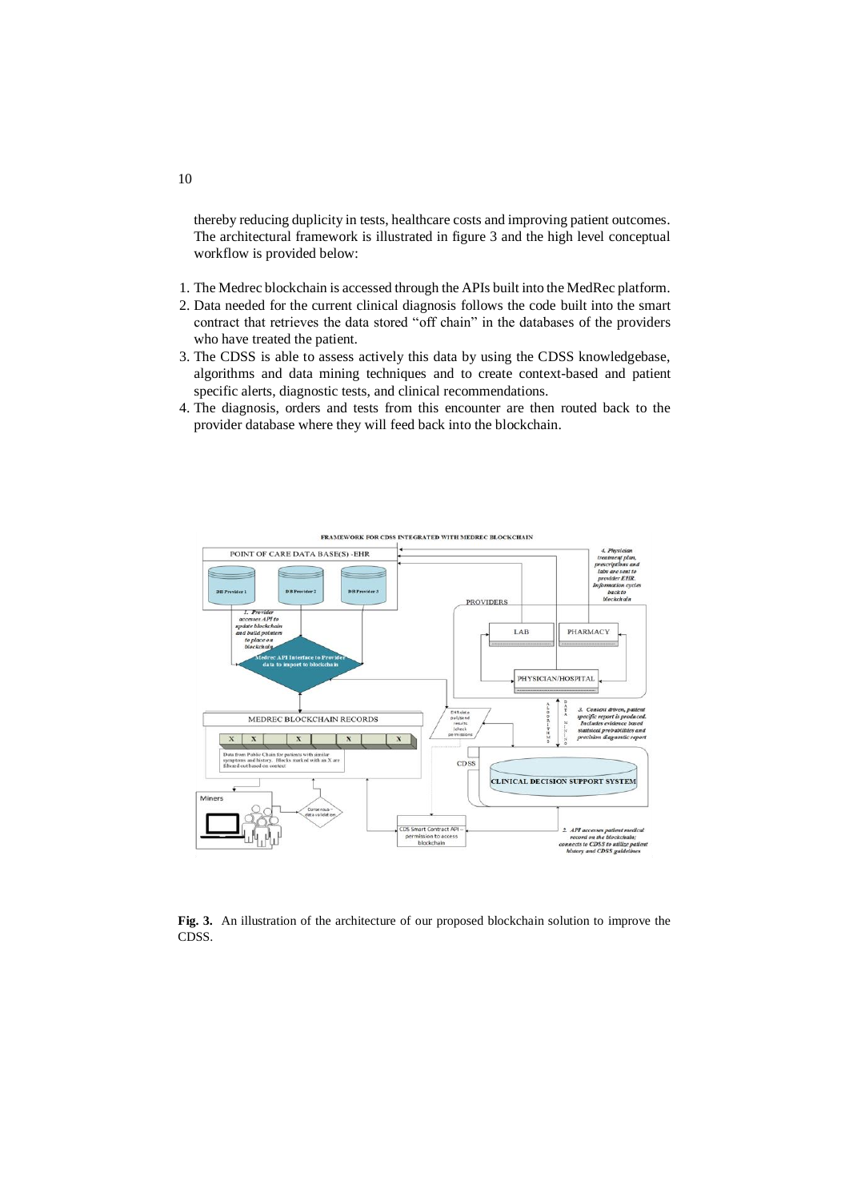thereby reducing duplicity in tests, healthcare costs and improving patient outcomes. The architectural framework is illustrated in figure 3 and the high level conceptual workflow is provided below:

1. The Medrec blockchain is accessed through the APIs built into the MedRec platform.
2. Data needed for the current clinical diagnosis follows the code built into the smart contract that retrieves the data stored "off chain" in the databases of the providers who have treated the patient.
3. The CDSS is able to assess actively this data by using the CDSS knowledgebase, algorithms and data mining techniques and to create context-based and patient specific alerts, diagnostic tests, and clinical recommendations.
4. The diagnosis, orders and tests from this encounter are then routed back to the provider database where they will feed back into the blockchain.

**Fig. 3.** An illustration of the architecture of our proposed blockchain solution to improve the CDSS.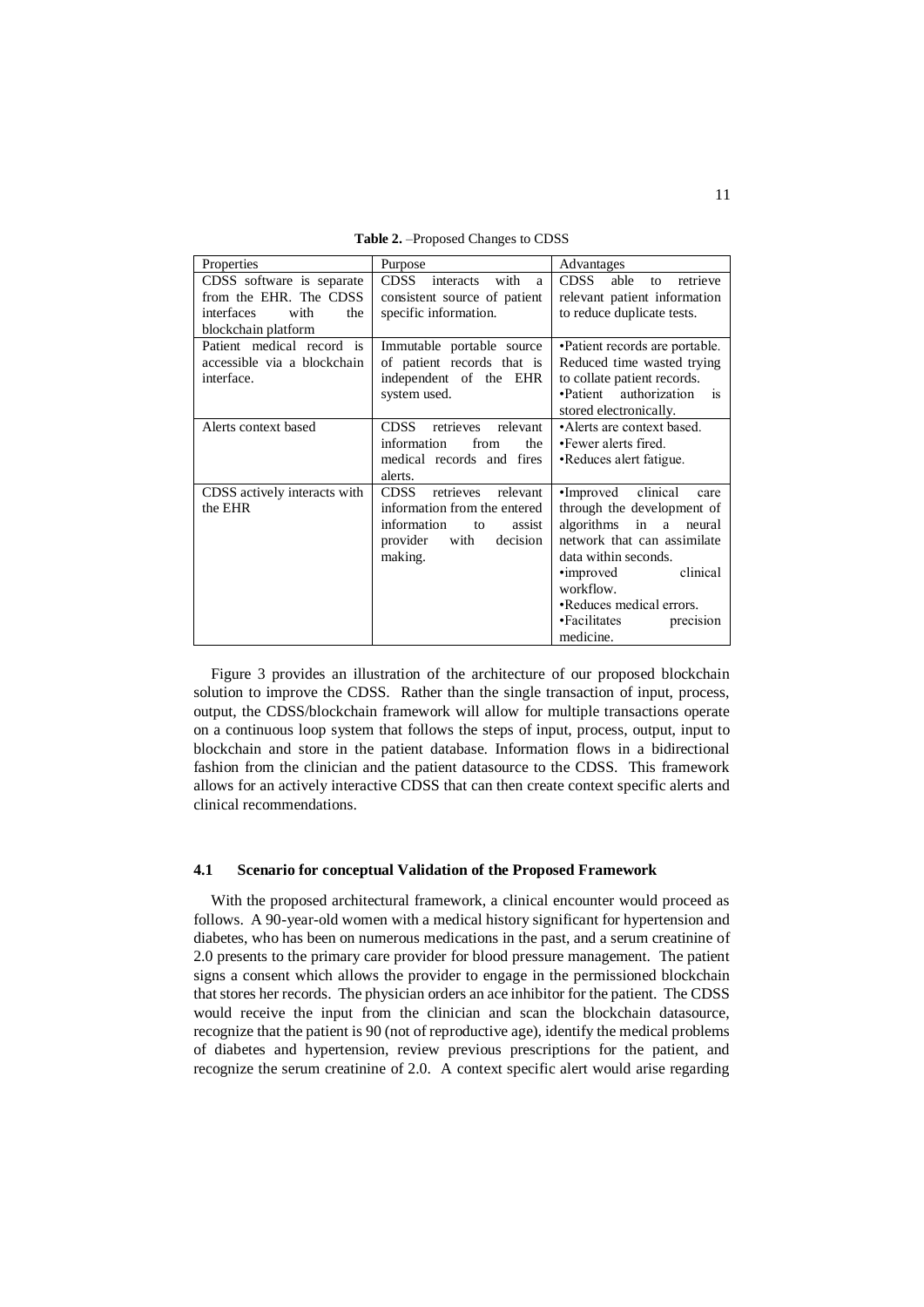**Table 2.** –Proposed Changes to CDSS

| Properties | Purpose | Advantages |
| --- | --- | --- |
| CDSS software is separate from the EHR. The CDSS interfaces with the blockchain platform | CDSS interacts with a consistent source of patient specific information. | CDSS able to retrieve relevant patient information to reduce duplicate tests. |
| Patient medical record is accessible via a blockchain interface. | Immutable portable source of patient records that is independent of the EHR system used. | •Patient records are portable. Reduced time wasted trying to collate patient records. •Patient authorization is stored electronically. |
| Alerts context based | CDSS retrieves relevant information from the medical records and fires alerts. | •Alerts are context based. •Fewer alerts fired. •Reduces alert fatigue. |
| CDSS actively interacts with the EHR | CDSS retrieves relevant information from the entered information to assist provider with decision making. | •Improved clinical care through the development of algorithms in a neural network that can assimilate data within seconds. •improved clinical workflow. •Reduces medical errors. •Facilitates precision medicine. |

Figure 3 provides an illustration of the architecture of our proposed blockchain solution to improve the CDSS. Rather than the single transaction of input, process, output, the CDSS/blockchain framework will allow for multiple transactions operate on a continuous loop system that follows the steps of input, process, output, input to blockchain and store in the patient database. Information flows in a bidirectional fashion from the clinician and the patient datasource to the CDSS. This framework allows for an actively interactive CDSS that can then create context specific alerts and clinical recommendations.

### 4.1 Scenario for conceptual Validation of the Proposed Framework

With the proposed architectural framework, a clinical encounter would proceed as follows. A 90-year-old women with a medical history significant for hypertension and diabetes, who has been on numerous medications in the past, and a serum creatinine of 2.0 presents to the primary care provider for blood pressure management. The patient signs a consent which allows the provider to engage in the permissioned blockchain that stores her records. The physician orders an ace inhibitor for the patient. The CDSS would receive the input from the clinician and scan the blockchain datasource, recognize that the patient is 90 (not of reproductive age), identify the medical problems of diabetes and hypertension, review previous prescriptions for the patient, and recognize the serum creatinine of 2.0. A context specific alert would arise regarding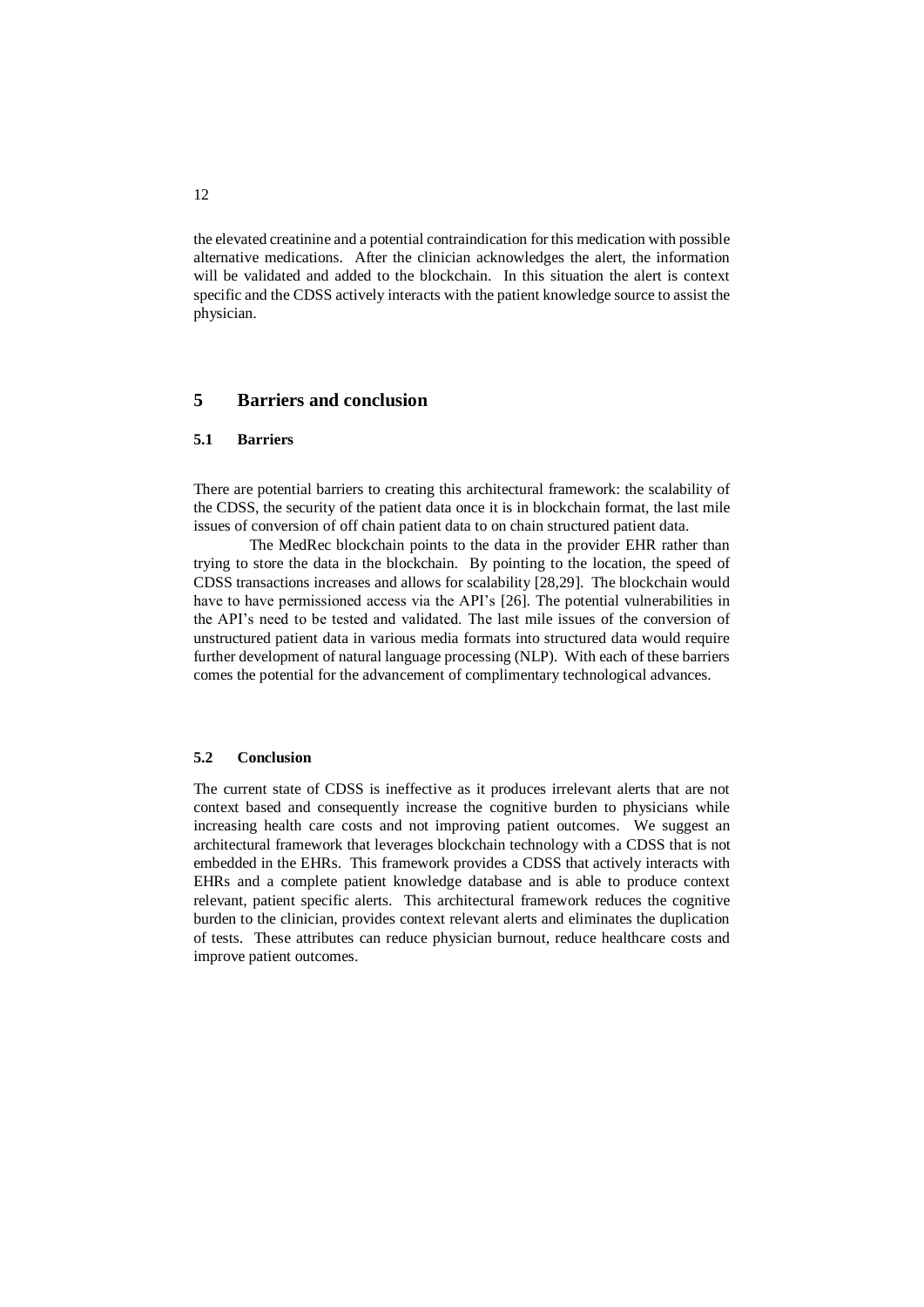the elevated creatinine and a potential contraindication for this medication with possible alternative medications. After the clinician acknowledges the alert, the information will be validated and added to the blockchain. In this situation the alert is context specific and the CDSS actively interacts with the patient knowledge source to assist the physician.

## 5 Barriers and conclusion

### 5.1 Barriers

There are potential barriers to creating this architectural framework: the scalability of the CDSS, the security of the patient data once it is in blockchain format, the last mile issues of conversion of off chain patient data to on chain structured patient data.

The MedRec blockchain points to the data in the provider EHR rather than trying to store the data in the blockchain. By pointing to the location, the speed of CDSS transactions increases and allows for scalability [28,29]. The blockchain would have to have permissioned access via the API's [26]. The potential vulnerabilities in the API's need to be tested and validated. The last mile issues of the conversion of unstructured patient data in various media formats into structured data would require further development of natural language processing (NLP). With each of these barriers comes the potential for the advancement of complimentary technological advances.

### 5.2 Conclusion

The current state of CDSS is ineffective as it produces irrelevant alerts that are not context based and consequently increase the cognitive burden to physicians while increasing health care costs and not improving patient outcomes. We suggest an architectural framework that leverages blockchain technology with a CDSS that is not embedded in the EHRs. This framework provides a CDSS that actively interacts with EHRs and a complete patient knowledge database and is able to produce context relevant, patient specific alerts. This architectural framework reduces the cognitive burden to the clinician, provides context relevant alerts and eliminates the duplication of tests. These attributes can reduce physician burnout, reduce healthcare costs and improve patient outcomes.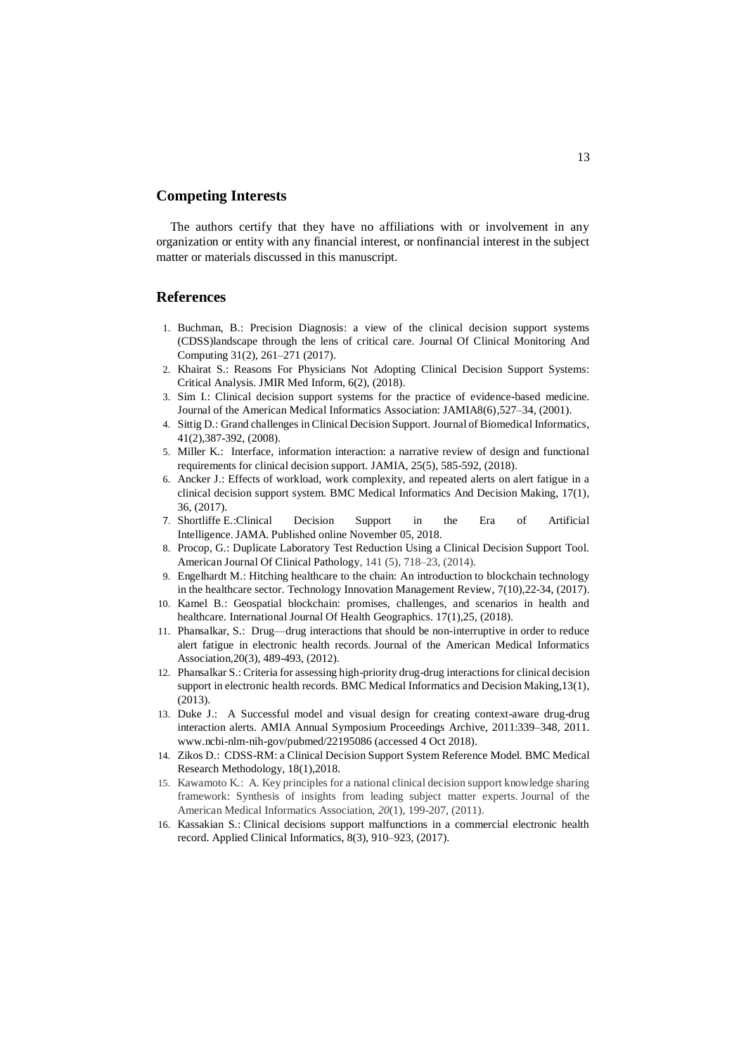## Competing Interests

The authors certify that they have no affiliations with or involvement in any organization or entity with any financial interest, or nonfinancial interest in the subject matter or materials discussed in this manuscript.

## References

1. Buchman, B.: Precision Diagnosis: a view of the clinical decision support systems (CDSS)landscape through the lens of critical care. Journal Of Clinical Monitoring And Computing 31(2), 261–271 (2017).
2. Khairat S.: Reasons For Physicians Not Adopting Clinical Decision Support Systems: Critical Analysis. JMIR Med Inform, 6(2), (2018).
3. Sim I.: Clinical decision support systems for the practice of evidence-based medicine. Journal of the American Medical Informatics Association: JAMIA8(6),527–34, (2001).
4. Sittig D.: Grand challenges in Clinical Decision Support. Journal of Biomedical Informatics, 41(2),387-392, (2008).
5. Miller K.: Interface, information interaction: a narrative review of design and functional requirements for clinical decision support. JAMIA, 25(5), 585-592, (2018).
6. Ancker J.: Effects of workload, work complexity, and repeated alerts on alert fatigue in a clinical decision support system. BMC Medical Informatics And Decision Making, 17(1), 36, (2017).
7. Shortliffe E.:Clinical Decision Support in the Era of Artificial Intelligence. JAMA. Published online November 05, 2018.
8. Procop, G.: Duplicate Laboratory Test Reduction Using a Clinical Decision Support Tool. American Journal Of Clinical Pathology, 141 (5), 718–23, (2014).
9. Engelhardt M.: Hitching healthcare to the chain: An introduction to blockchain technology in the healthcare sector. Technology Innovation Management Review, 7(10),22-34, (2017).
10. Kamel B.: Geospatial blockchain: promises, challenges, and scenarios in health and healthcare. International Journal Of Health Geographics. 17(1),25, (2018).
11. Phansalkar, S.: Drug—drug interactions that should be non-interruptive in order to reduce alert fatigue in electronic health records. Journal of the American Medical Informatics Association,20(3), 489-493, (2012).
12. Phansalkar S.: Criteria for assessing high-priority drug-drug interactions for clinical decision support in electronic health records. BMC Medical Informatics and Decision Making,13(1), (2013).
13. Duke J.: A Successful model and visual design for creating context-aware drug-drug interaction alerts. AMIA Annual Symposium Proceedings Archive, 2011:339–348, 2011. www.ncbi-nlm-nih-gov/pubmed/22195086 (accessed 4 Oct 2018).
14. Zikos D.: CDSS-RM: a Clinical Decision Support System Reference Model. BMC Medical Research Methodology, 18(1),2018.
15. Kawamoto K.: A. Key principles for a national clinical decision support knowledge sharing framework: Synthesis of insights from leading subject matter experts. Journal of the American Medical Informatics Association, *20*(1), 199-207, (2011).
16. Kassakian S.: Clinical decisions support malfunctions in a commercial electronic health record. Applied Clinical Informatics, 8(3), 910–923, (2017).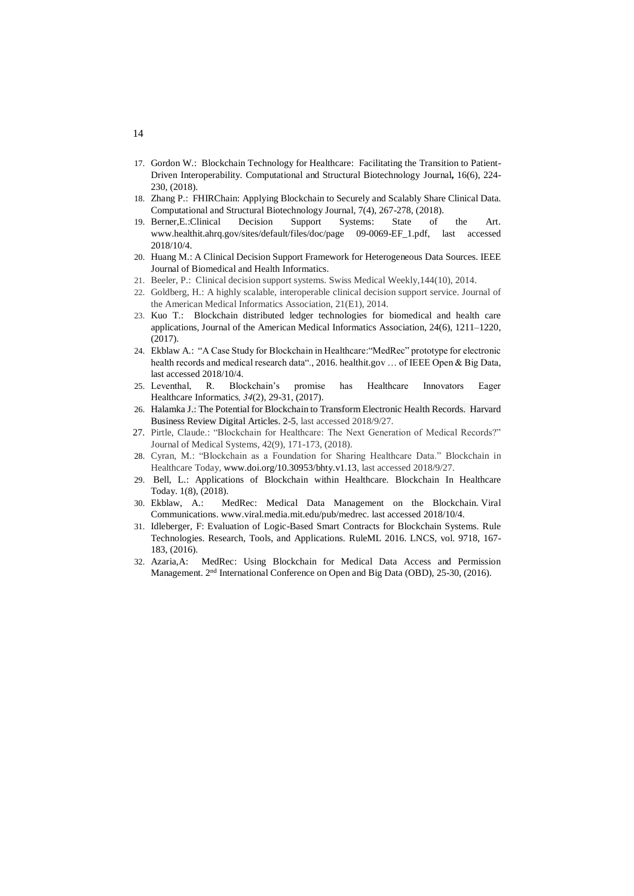17. Gordon W.: Blockchain Technology for Healthcare: Facilitating the Transition to Patient-Driven Interoperability. Computational and Structural Biotechnology Journal**,** 16(6), 224-230, (2018).
18. Zhang P.: FHIRChain: Applying Blockchain to Securely and Scalably Share Clinical Data. Computational and Structural Biotechnology Journal, 7(4), 267-278, (2018).
19. Berner,E.:Clinical Decision Support Systems: State of the Art. www.healthit.ahrq.gov/sites/default/files/doc/page 09-0069-EF_1.pdf, last accessed 2018/10/4.
20. Huang M.: A Clinical Decision Support Framework for Heterogeneous Data Sources. IEEE Journal of Biomedical and Health Informatics.
21. Beeler, P.: Clinical decision support systems. Swiss Medical Weekly,144(10), 2014.
22. Goldberg, H.: A highly scalable, interoperable clinical decision support service. Journal of the American Medical Informatics Association, 21(E1), 2014.
23. Kuo T.: Blockchain distributed ledger technologies for biomedical and health care applications, Journal of the American Medical Informatics Association, 24(6), 1211–1220, (2017).
24. Ekblaw A.: "A Case Study for Blockchain in Healthcare:"MedRec" prototype for electronic health records and medical research data"., 2016. healthit.gov … of IEEE Open & Big Data, last accessed 2018/10/4.
25. Leventhal, R. Blockchain's promise has Healthcare Innovators Eager Healthcare Informatics*, 34*(2), 29-31, (2017).
26. Halamka J.: The Potential for Blockchain to Transform Electronic Health Records. Harvard Business Review Digital Articles. 2-5, last accessed 2018/9/27.
27. Pirtle, Claude.: "Blockchain for Healthcare: The Next Generation of Medical Records?" Journal of Medical Systems, 42(9), 171-173, (2018).
28. Cyran, M.: "Blockchain as a Foundation for Sharing Healthcare Data." Blockchain in Healthcare Today, www.doi.org/10.30953/bhty.v1.13, last accessed 2018/9/27.
29. Bell, L.: Applications of Blockchain within Healthcare. Blockchain In Healthcare Today. 1(8), (2018).
30. Ekblaw, A.: MedRec: Medical Data Management on the Blockchain. Viral Communications. www.viral.media.mit.edu/pub/medrec. last accessed 2018/10/4.
31. Idleberger, F: Evaluation of Logic-Based Smart Contracts for Blockchain Systems. Rule Technologies. Research, Tools, and Applications. RuleML 2016. LNCS, vol. 9718, 167-183, (2016).
32. Azaria,A: MedRec: Using Blockchain for Medical Data Access and Permission Management. 2nd International Conference on Open and Big Data (OBD), 25-30, (2016).